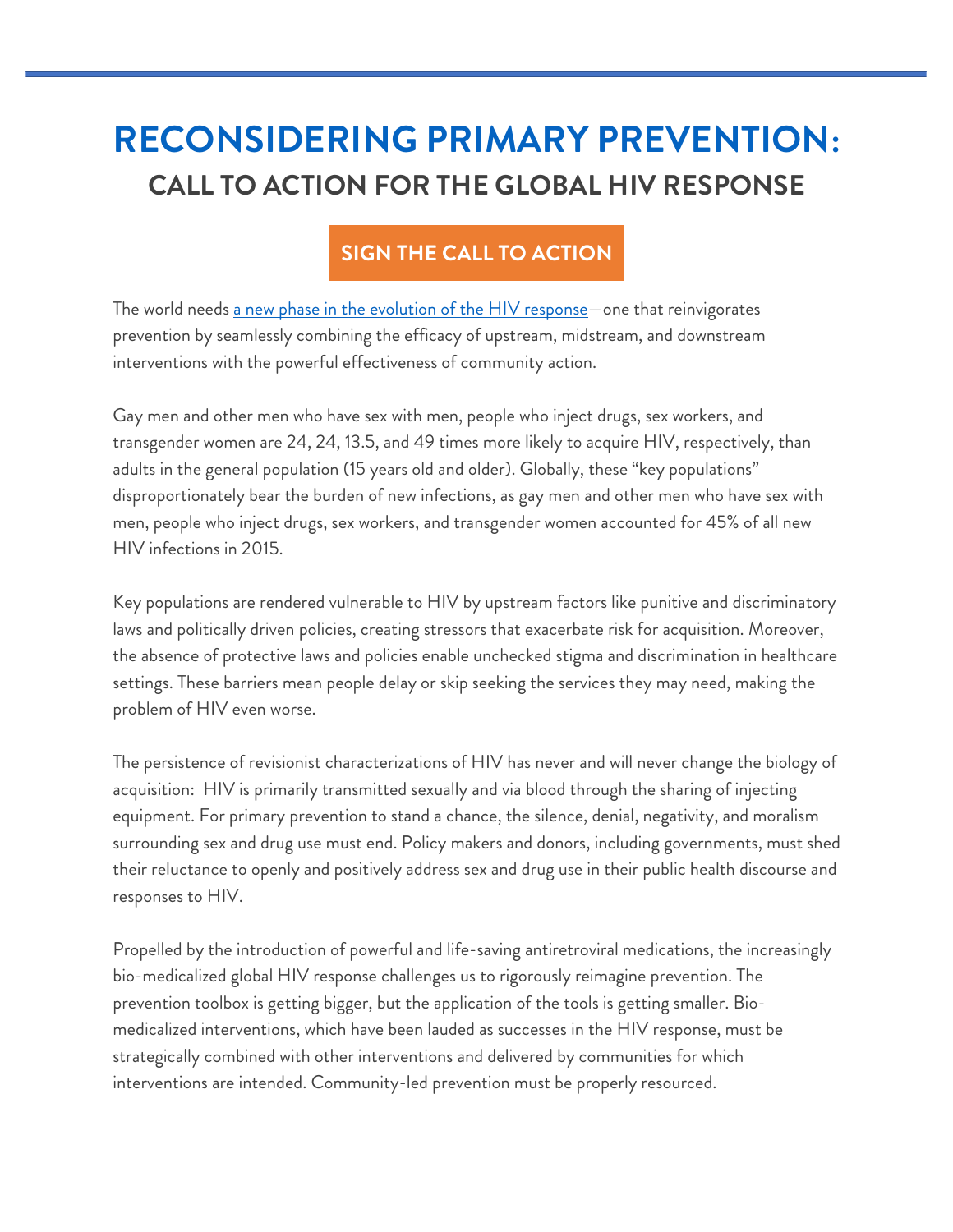# RECONSIDERING PRIMARY PREVENTION:

## CALL TO ACTION FOR THE GLOBAL HIV RESPONSE

**SIGN THE CALL TO ACTION**

The world needs a new phase in the evolution of the HIV response—one that reinvigorates prevention by seamlessly combining the efficacy of upstream, midstream, and downstream interventions with the powerful effectiveness of community action.

Gay men and other men who have sex with men, people who inject drugs, sex workers, and transgender women are 24, 24, 13.5, and 49 times more likely to acquire HIV, respectively, than adults in the general population (15 years old and older). Globally, these "key populations" disproportionately bear the burden of new infections, as gay men and other men who have sex with men, people who inject drugs, sex workers, and transgender women accounted for 45% of all new HIV infections in 2015.

Key populations are rendered vulnerable to HIV by upstream factors like punitive and discriminatory laws and politically driven policies, creating stressors that exacerbate risk for acquisition. Moreover, the absence of protective laws and policies enable unchecked stigma and discrimination in healthcare settings. These barriers mean people delay or skip seeking the services they may need, making the problem of HIV even worse.

The persistence of revisionist characterizations of HIV has never and will never change the biology of acquisition: HIV is primarily transmitted sexually and via blood through the sharing of injecting equipment. For primary prevention to stand a chance, the silence, denial, negativity, and moralism surrounding sex and drug use must end. Policy makers and donors, including governments, must shed their reluctance to openly and positively address sex and drug use in their public health discourse and responses to HIV.

Propelled by the introduction of powerful and life-saving antiretroviral medications, the increasingly bio-medicalized global HIV response challenges us to rigorously reimagine prevention. The prevention toolbox is getting bigger, but the application of the tools is getting smaller. Bio-medicalized interventions, which have been lauded as successes in the HIV response, must be strategically combined with other interventions and delivered by communities for which interventions are intended. Community-led prevention must be properly resourced.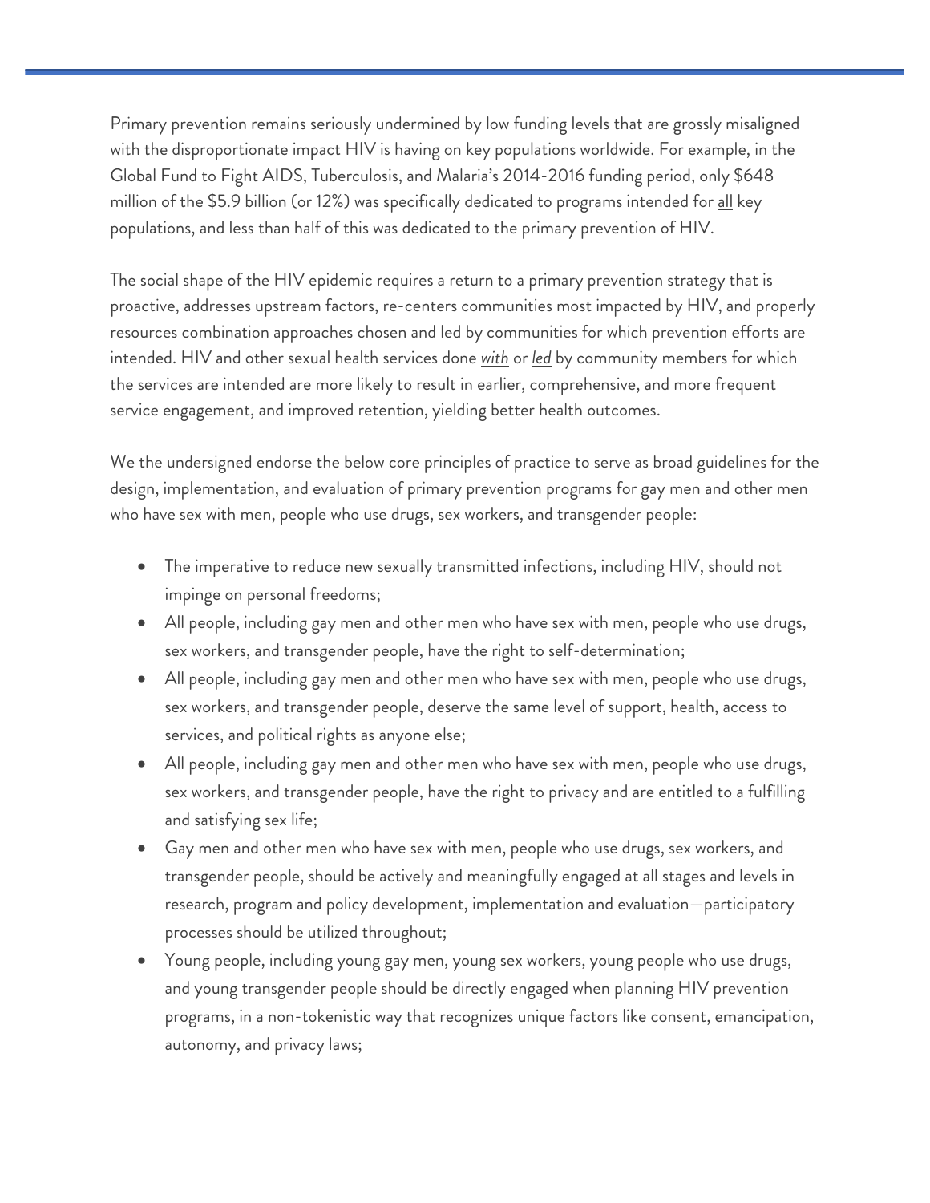Primary prevention remains seriously undermined by low funding levels that are grossly misaligned with the disproportionate impact HIV is having on key populations worldwide. For example, in the Global Fund to Fight AIDS, Tuberculosis, and Malaria's 2014-2016 funding period, only $648 million of the $5.9 billion (or 12%) was specifically dedicated to programs intended for <u>all</u> key populations, and less than half of this was dedicated to the primary prevention of HIV.

The social shape of the HIV epidemic requires a return to a primary prevention strategy that is proactive, addresses upstream factors, re-centers communities most impacted by HIV, and properly resources combination approaches chosen and led by communities for which prevention efforts are intended. HIV and other sexual health services done <u>*with*</u> or <u>*led*</u> by community members for which the services are intended are more likely to result in earlier, comprehensive, and more frequent service engagement, and improved retention, yielding better health outcomes.

We the undersigned endorse the below core principles of practice to serve as broad guidelines for the design, implementation, and evaluation of primary prevention programs for gay men and other men who have sex with men, people who use drugs, sex workers, and transgender people:

- The imperative to reduce new sexually transmitted infections, including HIV, should not impinge on personal freedoms;
- All people, including gay men and other men who have sex with men, people who use drugs, sex workers, and transgender people, have the right to self-determination;
- All people, including gay men and other men who have sex with men, people who use drugs, sex workers, and transgender people, deserve the same level of support, health, access to services, and political rights as anyone else;
- All people, including gay men and other men who have sex with men, people who use drugs, sex workers, and transgender people, have the right to privacy and are entitled to a fulfilling and satisfying sex life;
- Gay men and other men who have sex with men, people who use drugs, sex workers, and transgender people, should be actively and meaningfully engaged at all stages and levels in research, program and policy development, implementation and evaluation—participatory processes should be utilized throughout;
- Young people, including young gay men, young sex workers, young people who use drugs, and young transgender people should be directly engaged when planning HIV prevention programs, in a non-tokenistic way that recognizes unique factors like consent, emancipation, autonomy, and privacy laws;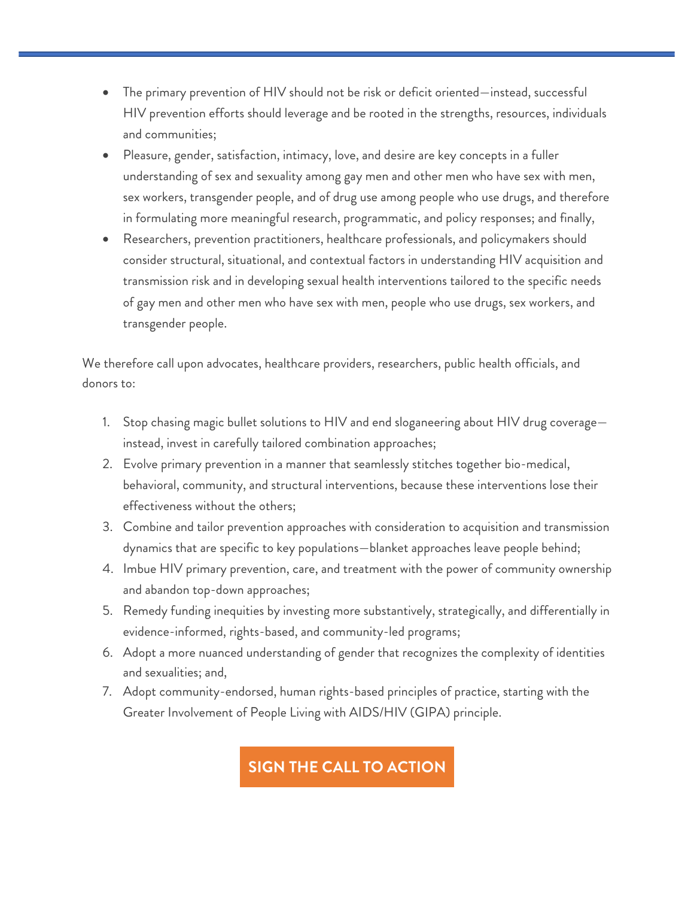- The primary prevention of HIV should not be risk or deficit oriented—instead, successful HIV prevention efforts should leverage and be rooted in the strengths, resources, individuals and communities;
- Pleasure, gender, satisfaction, intimacy, love, and desire are key concepts in a fuller understanding of sex and sexuality among gay men and other men who have sex with men, sex workers, transgender people, and of drug use among people who use drugs, and therefore in formulating more meaningful research, programmatic, and policy responses; and finally,
- Researchers, prevention practitioners, healthcare professionals, and policymakers should consider structural, situational, and contextual factors in understanding HIV acquisition and transmission risk and in developing sexual health interventions tailored to the specific needs of gay men and other men who have sex with men, people who use drugs, sex workers, and transgender people.

We therefore call upon advocates, healthcare providers, researchers, public health officials, and donors to:

1. Stop chasing magic bullet solutions to HIV and end sloganeering about HIV drug coverage—instead, invest in carefully tailored combination approaches;
2. Evolve primary prevention in a manner that seamlessly stitches together bio-medical, behavioral, community, and structural interventions, because these interventions lose their effectiveness without the others;
3. Combine and tailor prevention approaches with consideration to acquisition and transmission dynamics that are specific to key populations—blanket approaches leave people behind;
4. Imbue HIV primary prevention, care, and treatment with the power of community ownership and abandon top-down approaches;
5. Remedy funding inequities by investing more substantively, strategically, and differentially in evidence-informed, rights-based, and community-led programs;
6. Adopt a more nuanced understanding of gender that recognizes the complexity of identities and sexualities; and,
7. Adopt community-endorsed, human rights-based principles of practice, starting with the Greater Involvement of People Living with AIDS/HIV (GIPA) principle.

**SIGN THE CALL TO ACTION**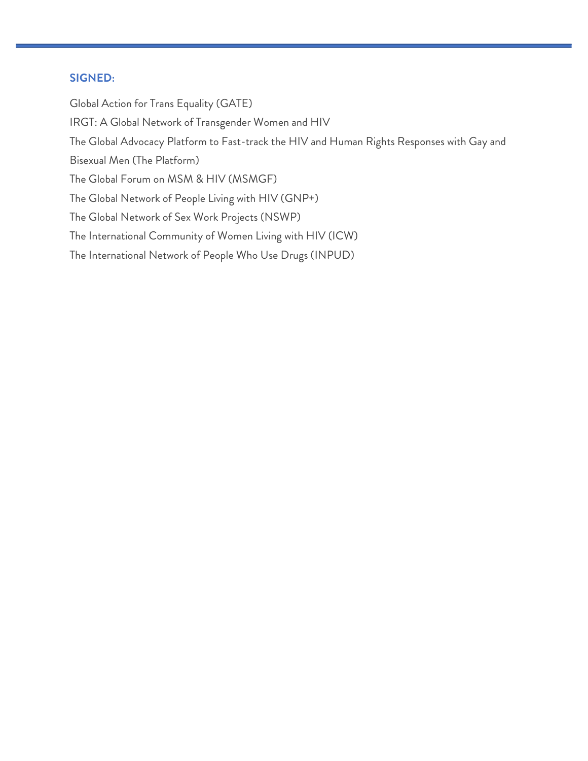**SIGNED:**

Global Action for Trans Equality (GATE)

IRGT: A Global Network of Transgender Women and HIV

The Global Advocacy Platform to Fast-track the HIV and Human Rights Responses with Gay and Bisexual Men (The Platform)

The Global Forum on MSM & HIV (MSMGF)

The Global Network of People Living with HIV (GNP+)

The Global Network of Sex Work Projects (NSWP)

The International Community of Women Living with HIV (ICW)

The International Network of People Who Use Drugs (INPUD)